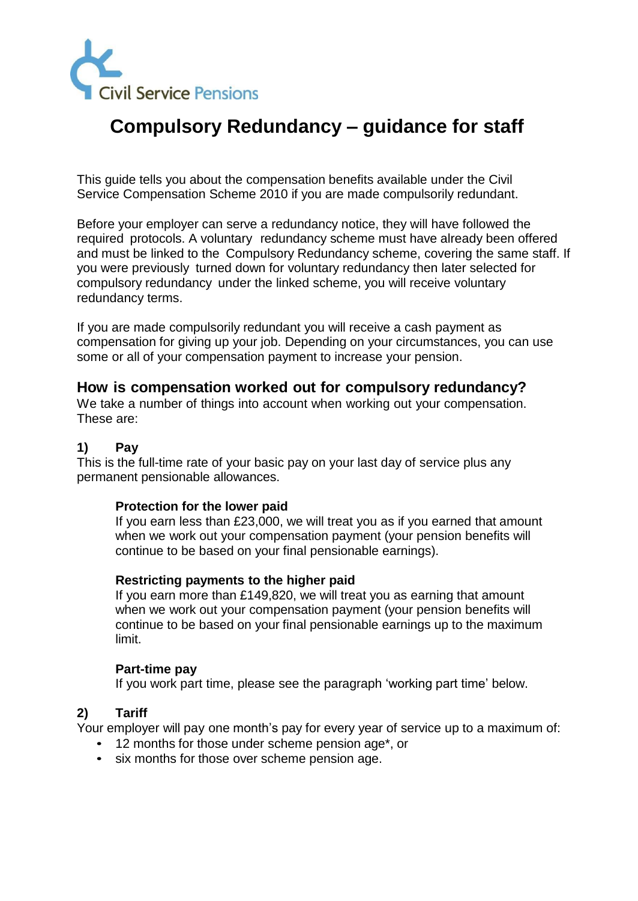Civil Service Pensions

# Compulsory Redundancy – guidance for staff

This guide tells you about the compensation benefits available under the Civil Service Compensation Scheme 2010 if you are made compulsorily redundant.

Before your employer can serve a redundancy notice, they will have followed the required protocols. A voluntary redundancy scheme must have already been offered and must be linked to the Compulsory Redundancy scheme, covering the same staff. If you were previously turned down for voluntary redundancy then later selected for compulsory redundancy under the linked scheme, you will receive voluntary redundancy terms.

If you are made compulsorily redundant you will receive a cash payment as compensation for giving up your job. Depending on your circumstances, you can use some or all of your compensation payment to increase your pension.

## How is compensation worked out for compulsory redundancy?

We take a number of things into account when working out your compensation. These are:

### 1) Pay

This is the full-time rate of your basic pay on your last day of service plus any permanent pensionable allowances.

**Protection for the lower paid**

If you earn less than £23,000, we will treat you as if you earned that amount when we work out your compensation payment (your pension benefits will continue to be based on your final pensionable earnings).

**Restricting payments to the higher paid**

If you earn more than £149,820, we will treat you as earning that amount when we work out your compensation payment (your pension benefits will continue to be based on your final pensionable earnings up to the maximum limit.

**Part-time pay**

If you work part time, please see the paragraph 'working part time' below.

### 2) Tariff

Your employer will pay one month's pay for every year of service up to a maximum of:

- 12 months for those under scheme pension age*, or
- six months for those over scheme pension age.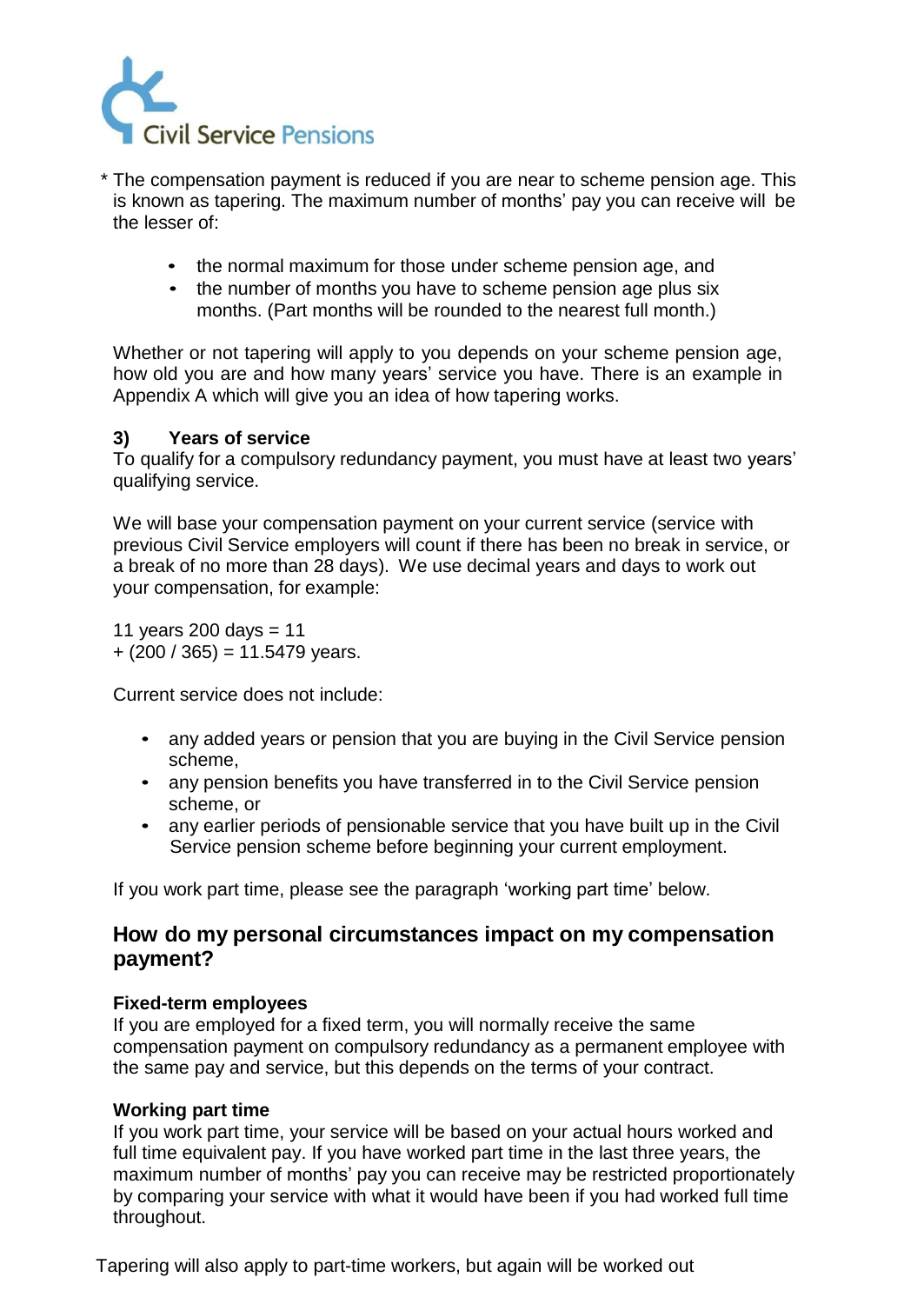\* The compensation payment is reduced if you are near to scheme pension age. This is known as tapering. The maximum number of months' pay you can receive will be the lesser of:

- the normal maximum for those under scheme pension age, and
- the number of months you have to scheme pension age plus six months. (Part months will be rounded to the nearest full month.)

Whether or not tapering will apply to you depends on your scheme pension age, how old you are and how many years' service you have. There is an example in Appendix A which will give you an idea of how tapering works.

### 3) Years of service

To qualify for a compulsory redundancy payment, you must have at least two years' qualifying service.

We will base your compensation payment on your current service (service with previous Civil Service employers will count if there has been no break in service, or a break of no more than 28 days). We use decimal years and days to work out your compensation, for example:

11 years 200 days = 11 + (200 / 365) = 11.5479 years.

Current service does not include:

- any added years or pension that you are buying in the Civil Service pension scheme,
- any pension benefits you have transferred in to the Civil Service pension scheme, or
- any earlier periods of pensionable service that you have built up in the Civil Service pension scheme before beginning your current employment.

If you work part time, please see the paragraph 'working part time' below.

## How do my personal circumstances impact on my compensation payment?

**Fixed-term employees**

If you are employed for a fixed term, you will normally receive the same compensation payment on compulsory redundancy as a permanent employee with the same pay and service, but this depends on the terms of your contract.

**Working part time**

If you work part time, your service will be based on your actual hours worked and full time equivalent pay. If you have worked part time in the last three years, the maximum number of months' pay you can receive may be restricted proportionately by comparing your service with what it would have been if you had worked full time throughout.

Tapering will also apply to part-time workers, but again will be worked out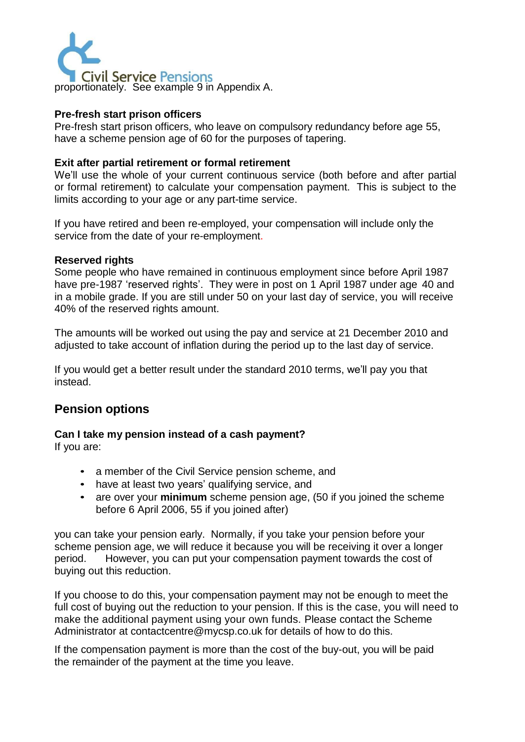proportionately. See example 9 in Appendix A.

**Pre-fresh start prison officers**
Pre-fresh start prison officers, who leave on compulsory redundancy before age 55, have a scheme pension age of 60 for the purposes of tapering.

**Exit after partial retirement or formal retirement**
We'll use the whole of your current continuous service (both before and after partial or formal retirement) to calculate your compensation payment. This is subject to the limits according to your age or any part-time service.

If you have retired and been re-employed, your compensation will include only the service from the date of your re-employment.

**Reserved rights**
Some people who have remained in continuous employment since before April 1987 have pre-1987 'reserved rights'. They were in post on 1 April 1987 under age 40 and in a mobile grade. If you are still under 50 on your last day of service, you will receive 40% of the reserved rights amount.

The amounts will be worked out using the pay and service at 21 December 2010 and adjusted to take account of inflation during the period up to the last day of service.

If you would get a better result under the standard 2010 terms, we'll pay you that instead.

## Pension options

**Can I take my pension instead of a cash payment?**
If you are:

- a member of the Civil Service pension scheme, and
- have at least two years' qualifying service, and
- are over your **minimum** scheme pension age, (50 if you joined the scheme before 6 April 2006, 55 if you joined after)

you can take your pension early. Normally, if you take your pension before your scheme pension age, we will reduce it because you will be receiving it over a longer period. However, you can put your compensation payment towards the cost of buying out this reduction.

If you choose to do this, your compensation payment may not be enough to meet the full cost of buying out the reduction to your pension. If this is the case, you will need to make the additional payment using your own funds. Please contact the Scheme Administrator at contactcentre@mycsp.co.uk for details of how to do this.

If the compensation payment is more than the cost of the buy-out, you will be paid the remainder of the payment at the time you leave.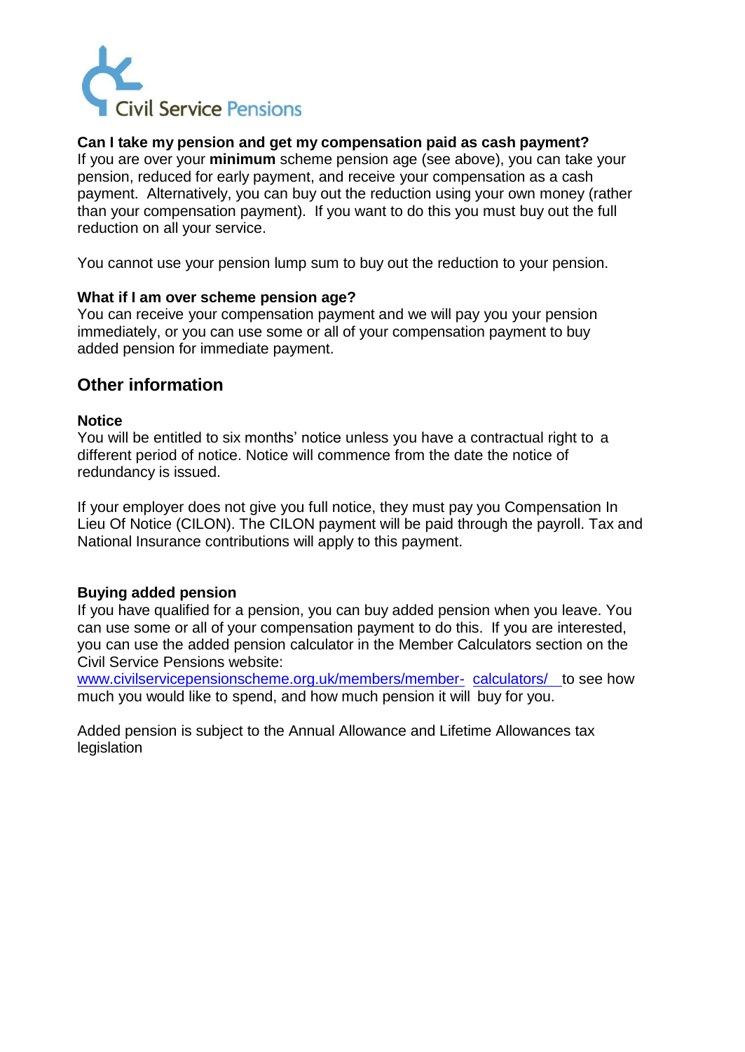**Can I take my pension and get my compensation paid as cash payment?**
If you are over your **minimum** scheme pension age (see above), you can take your pension, reduced for early payment, and receive your compensation as a cash payment. Alternatively, you can buy out the reduction using your own money (rather than your compensation payment). If you want to do this you must buy out the full reduction on all your service.

You cannot use your pension lump sum to buy out the reduction to your pension.

**What if I am over scheme pension age?**
You can receive your compensation payment and we will pay you your pension immediately, or you can use some or all of your compensation payment to buy added pension for immediate payment.

## Other information

**Notice**
You will be entitled to six months' notice unless you have a contractual right to a different period of notice. Notice will commence from the date the notice of redundancy is issued.

If your employer does not give you full notice, they must pay you Compensation In Lieu Of Notice (CILON). The CILON payment will be paid through the payroll. Tax and National Insurance contributions will apply to this payment.

**Buying added pension**
If you have qualified for a pension, you can buy added pension when you leave. You can use some or all of your compensation payment to do this. If you are interested, you can use the added pension calculator in the Member Calculators section on the Civil Service Pensions website:
www.civilservicepensionscheme.org.uk/members/member-calculators/ to see how much you would like to spend, and how much pension it will buy for you.

Added pension is subject to the Annual Allowance and Lifetime Allowances tax legislation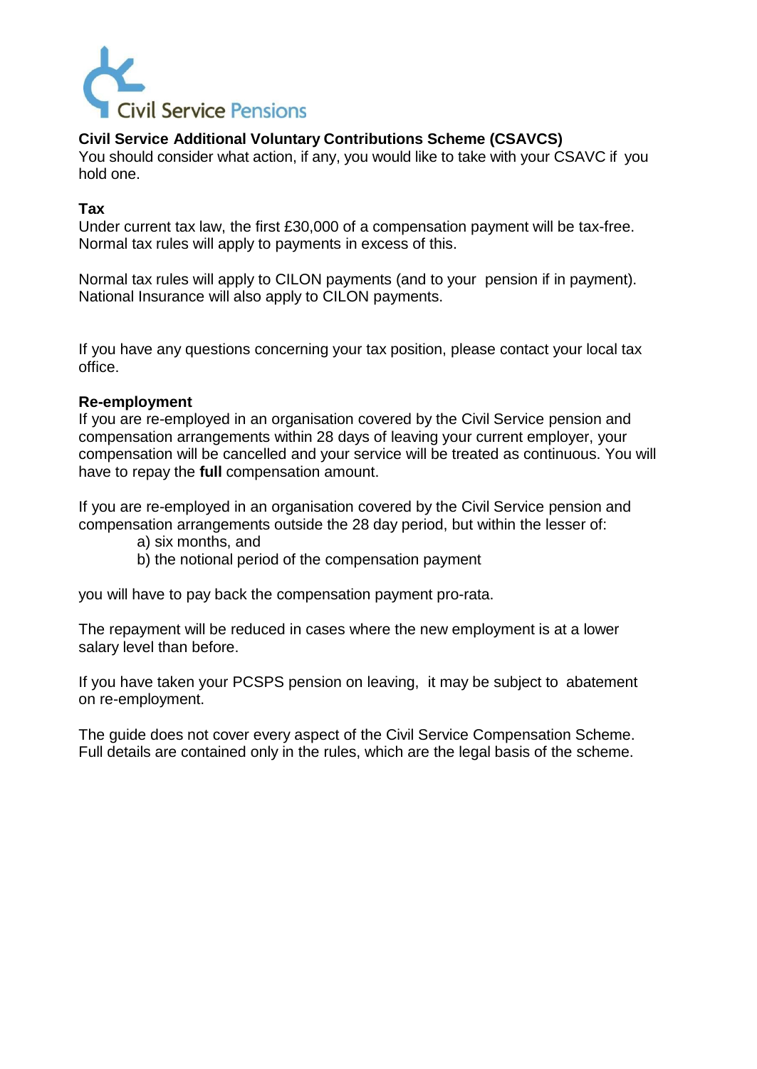Civil Service Pensions

**Civil Service Additional Voluntary Contributions Scheme (CSAVCS)**
You should consider what action, if any, you would like to take with your CSAVC if you hold one.

**Tax**
Under current tax law, the first £30,000 of a compensation payment will be tax-free. Normal tax rules will apply to payments in excess of this.

Normal tax rules will apply to CILON payments (and to your pension if in payment). National Insurance will also apply to CILON payments.

If you have any questions concerning your tax position, please contact your local tax office.

**Re-employment**
If you are re-employed in an organisation covered by the Civil Service pension and compensation arrangements within 28 days of leaving your current employer, your compensation will be cancelled and your service will be treated as continuous. You will have to repay the **full** compensation amount.

If you are re-employed in an organisation covered by the Civil Service pension and compensation arrangements outside the 28 day period, but within the lesser of:

a) six months, and
b) the notional period of the compensation payment

you will have to pay back the compensation payment pro-rata.

The repayment will be reduced in cases where the new employment is at a lower salary level than before.

If you have taken your PCSPS pension on leaving, it may be subject to abatement on re-employment.

The guide does not cover every aspect of the Civil Service Compensation Scheme. Full details are contained only in the rules, which are the legal basis of the scheme.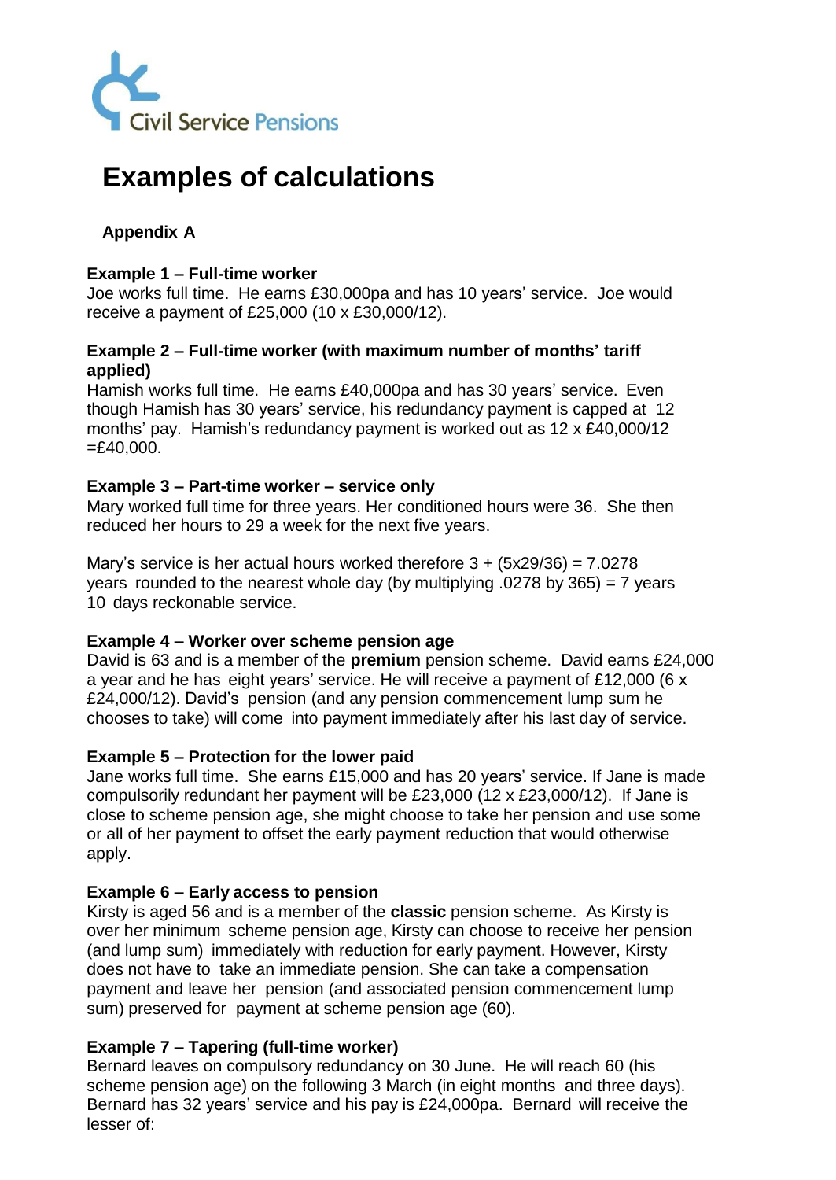Civil Service Pensions

# Examples of calculations

## Appendix A

### Example 1 – Full-time worker

Joe works full time. He earns £30,000pa and has 10 years' service. Joe would receive a payment of £25,000 (10 x £30,000/12).

### Example 2 – Full-time worker (with maximum number of months' tariff applied)

Hamish works full time. He earns £40,000pa and has 30 years' service. Even though Hamish has 30 years' service, his redundancy payment is capped at 12 months' pay. Hamish's redundancy payment is worked out as 12 x £40,000/12 =£40,000.

### Example 3 – Part-time worker – service only

Mary worked full time for three years. Her conditioned hours were 36. She then reduced her hours to 29 a week for the next five years.

Mary's service is her actual hours worked therefore 3 + (5x29/36) = 7.0278 years rounded to the nearest whole day (by multiplying .0278 by 365) = 7 years 10 days reckonable service.

### Example 4 – Worker over scheme pension age

David is 63 and is a member of the **premium** pension scheme. David earns £24,000 a year and he has eight years' service. He will receive a payment of £12,000 (6 x £24,000/12). David's pension (and any pension commencement lump sum he chooses to take) will come into payment immediately after his last day of service.

### Example 5 – Protection for the lower paid

Jane works full time. She earns £15,000 and has 20 years' service. If Jane is made compulsorily redundant her payment will be £23,000 (12 x £23,000/12). If Jane is close to scheme pension age, she might choose to take her pension and use some or all of her payment to offset the early payment reduction that would otherwise apply.

### Example 6 – Early access to pension

Kirsty is aged 56 and is a member of the **classic** pension scheme. As Kirsty is over her minimum scheme pension age, Kirsty can choose to receive her pension (and lump sum) immediately with reduction for early payment. However, Kirsty does not have to take an immediate pension. She can take a compensation payment and leave her pension (and associated pension commencement lump sum) preserved for payment at scheme pension age (60).

### Example 7 – Tapering (full-time worker)

Bernard leaves on compulsory redundancy on 30 June. He will reach 60 (his scheme pension age) on the following 3 March (in eight months and three days). Bernard has 32 years' service and his pay is £24,000pa. Bernard will receive the lesser of: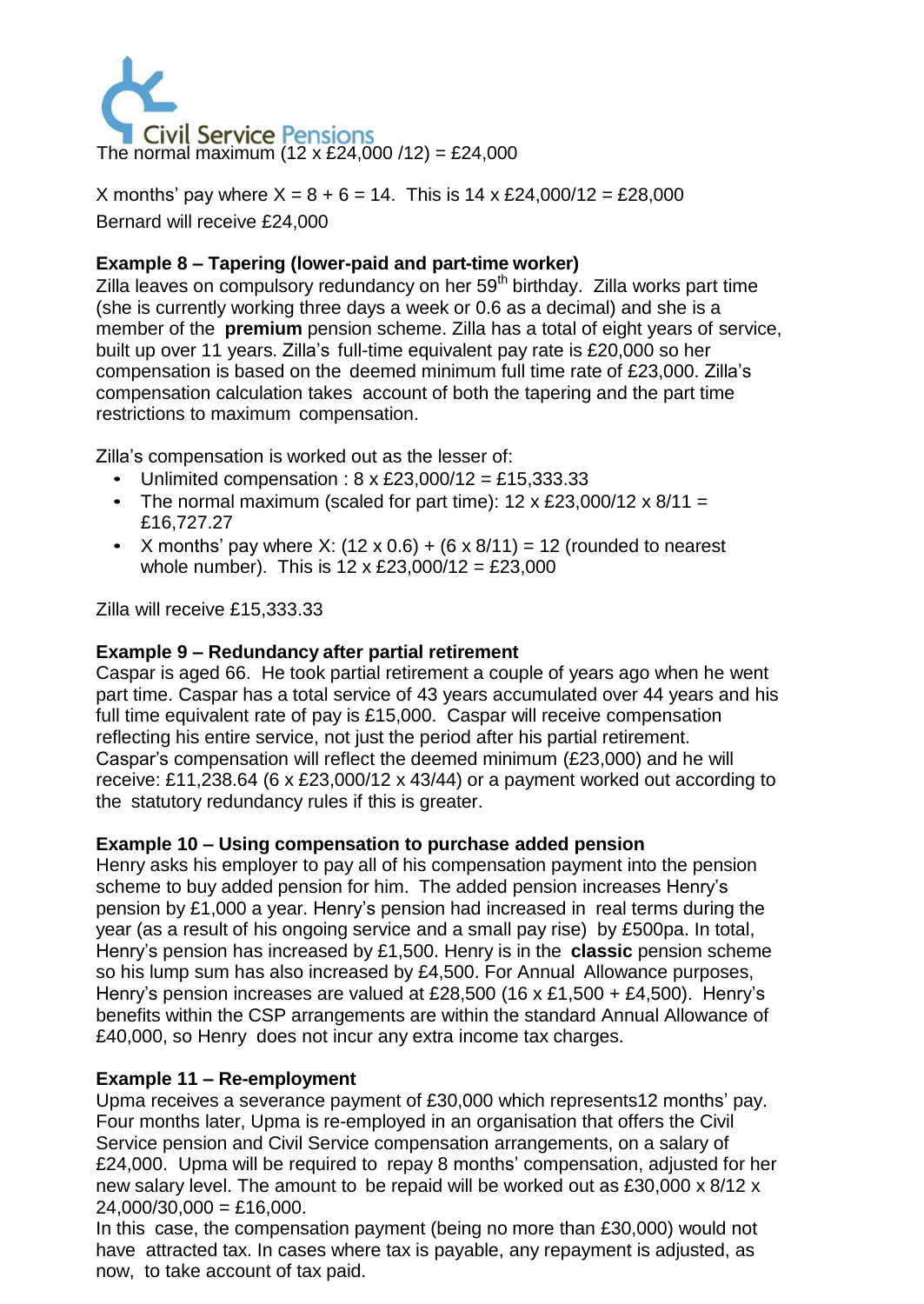The normal maximum (12 x £24,000 /12) = £24,000

X months' pay where X = 8 + 6 = 14. This is 14 x £24,000/12 = £28,000
Bernard will receive £24,000

**Example 8 – Tapering (lower-paid and part-time worker)**
Zilla leaves on compulsory redundancy on her 59th birthday. Zilla works part time (she is currently working three days a week or 0.6 as a decimal) and she is a member of the **premium** pension scheme. Zilla has a total of eight years of service, built up over 11 years. Zilla's full-time equivalent pay rate is £20,000 so her compensation is based on the deemed minimum full time rate of £23,000. Zilla's compensation calculation takes account of both the tapering and the part time restrictions to maximum compensation.

Zilla's compensation is worked out as the lesser of:

- Unlimited compensation : 8 x £23,000/12 = £15,333.33
- The normal maximum (scaled for part time): 12 x £23,000/12 x 8/11 = £16,727.27
- X months' pay where X: (12 x 0.6) + (6 x 8/11) = 12 (rounded to nearest whole number). This is 12 x £23,000/12 = £23,000

Zilla will receive £15,333.33

**Example 9 – Redundancy after partial retirement**
Caspar is aged 66. He took partial retirement a couple of years ago when he went part time. Caspar has a total service of 43 years accumulated over 44 years and his full time equivalent rate of pay is £15,000. Caspar will receive compensation reflecting his entire service, not just the period after his partial retirement. Caspar's compensation will reflect the deemed minimum (£23,000) and he will receive: £11,238.64 (6 x £23,000/12 x 43/44) or a payment worked out according to the statutory redundancy rules if this is greater.

**Example 10 – Using compensation to purchase added pension**
Henry asks his employer to pay all of his compensation payment into the pension scheme to buy added pension for him. The added pension increases Henry's pension by £1,000 a year. Henry's pension had increased in real terms during the year (as a result of his ongoing service and a small pay rise) by £500pa. In total, Henry's pension has increased by £1,500. Henry is in the **classic** pension scheme so his lump sum has also increased by £4,500. For Annual Allowance purposes, Henry's pension increases are valued at £28,500 (16 x £1,500 + £4,500). Henry's benefits within the CSP arrangements are within the standard Annual Allowance of £40,000, so Henry does not incur any extra income tax charges.

**Example 11 – Re-employment**
Upma receives a severance payment of £30,000 which represents12 months' pay. Four months later, Upma is re-employed in an organisation that offers the Civil Service pension and Civil Service compensation arrangements, on a salary of £24,000. Upma will be required to repay 8 months' compensation, adjusted for her new salary level. The amount to be repaid will be worked out as £30,000 x 8/12 x 24,000/30,000 = £16,000.
In this case, the compensation payment (being no more than £30,000) would not have attracted tax. In cases where tax is payable, any repayment is adjusted, as now, to take account of tax paid.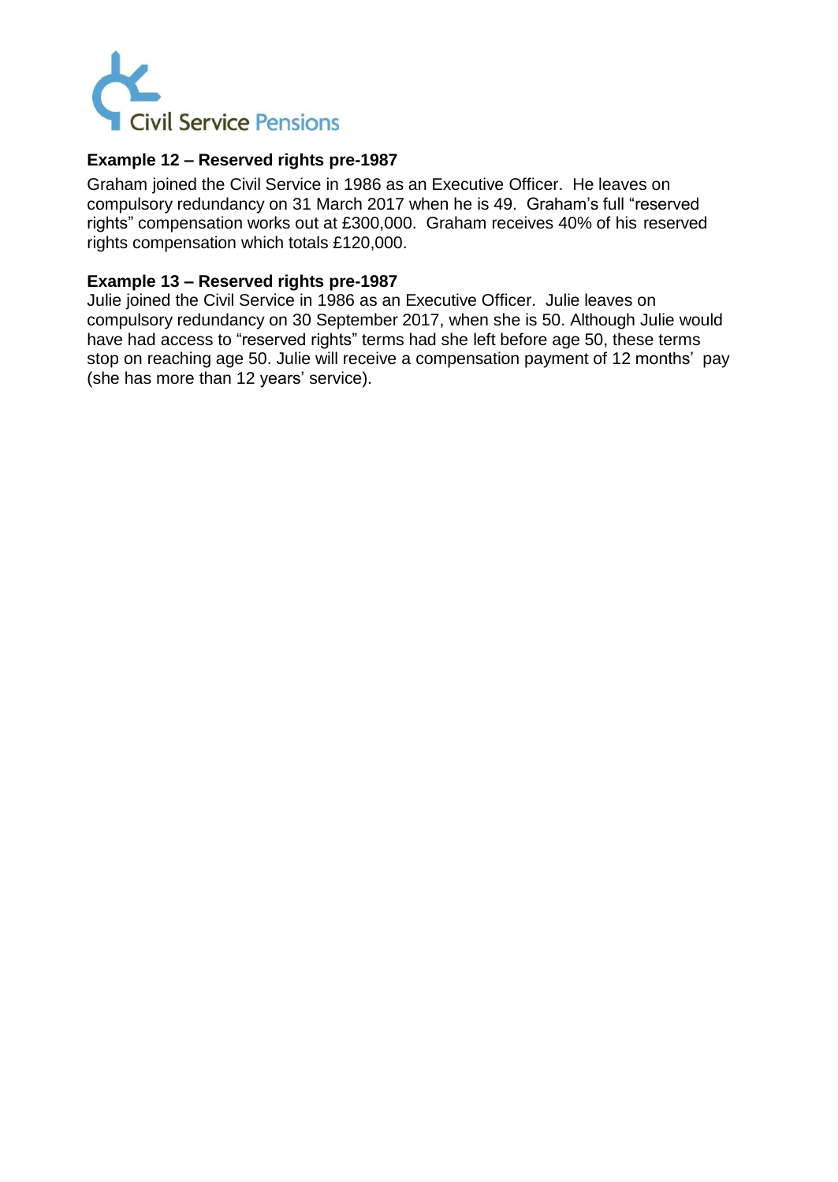### Example 12 – Reserved rights pre-1987

Graham joined the Civil Service in 1986 as an Executive Officer. He leaves on compulsory redundancy on 31 March 2017 when he is 49. Graham's full "reserved rights" compensation works out at £300,000. Graham receives 40% of his reserved rights compensation which totals £120,000.

### Example 13 – Reserved rights pre-1987

Julie joined the Civil Service in 1986 as an Executive Officer. Julie leaves on compulsory redundancy on 30 September 2017, when she is 50. Although Julie would have had access to "reserved rights" terms had she left before age 50, these terms stop on reaching age 50. Julie will receive a compensation payment of 12 months' pay (she has more than 12 years' service).